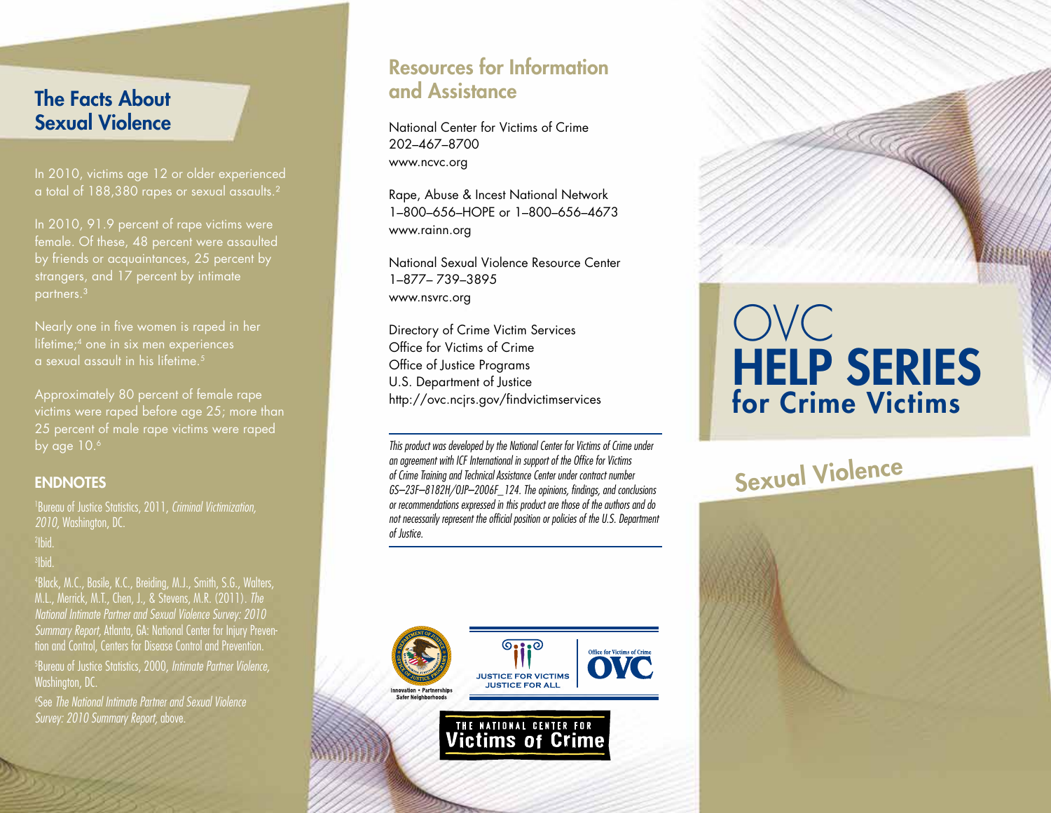## The Facts About Sexual Violence

In 2010, victims age 12 or older experienced a total of 188,380 rapes or sexual assaults.[2]

In 2010, 91.9 percent of rape victims were female. Of these, 48 percent were assaulted by friends or acquaintances, 25 percent by strangers, and 17 percent by intimate partners.[3]

Nearly one in five women is raped in her lifetime;[4] one in six men experiences a sexual assault in his lifetime.[5]

Approximately 80 percent of female rape victims were raped before age 25; more than 25 percent of male rape victims were raped by age 10.[6]

### ENDNOTES

[1]Bureau of Justice Statistics, 2011, *Criminal Victimization, 2010,* Washington, DC.

[2]Ibid.

[3]Ibid.

[4]Black, M.C., Basile, K.C., Breiding, M.J., Smith, S.G., Walters, M.L., Merrick, M.T., Chen, J., & Stevens, M.R. (2011). *The National Intimate Partner and Sexual Violence Survey: 2010 Summary Report,* Atlanta, GA: National Center for Injury Prevention and Control, Centers for Disease Control and Prevention.

[5]Bureau of Justice Statistics, 2000, *Intimate Partner Violence,* Washington, DC.

[6]See *The National Intimate Partner and Sexual Violence Survey: 2010 Summary Report,* above.

## Resources for Information and Assistance

National Center for Victims of Crime
202–467–8700
www.ncvc.org

Rape, Abuse & Incest National Network
1–800–656–HOPE or 1–800–656–4673
www.rainn.org

National Sexual Violence Resource Center
1–877– 739–3895
www.nsvrc.org

Directory of Crime Victim Services
Office for Victims of Crime
Office of Justice Programs
U.S. Department of Justice
http://ovc.ncjrs.gov/findvictimservices

*This product was developed by the National Center for Victims of Crime under an agreement with ICF International in support of the Office for Victims of Crime Training and Technical Assistance Center under contract number GS–23F–8182H/OJP–2006F_124. The opinions, findings, and conclusions or recommendations expressed in this product are those of the authors and do not necessarily represent the official position or policies of the U.S. Department of Justice.*

Innovation • Partnerships
Safer Neighborhoods

JUSTICE FOR VICTIMS
JUSTICE FOR ALL

Office for Victims of Crime
OVC

THE NATIONAL CENTER FOR
Victims of Crime

# OVC HELP SERIES for Crime Victims

## Sexual Violence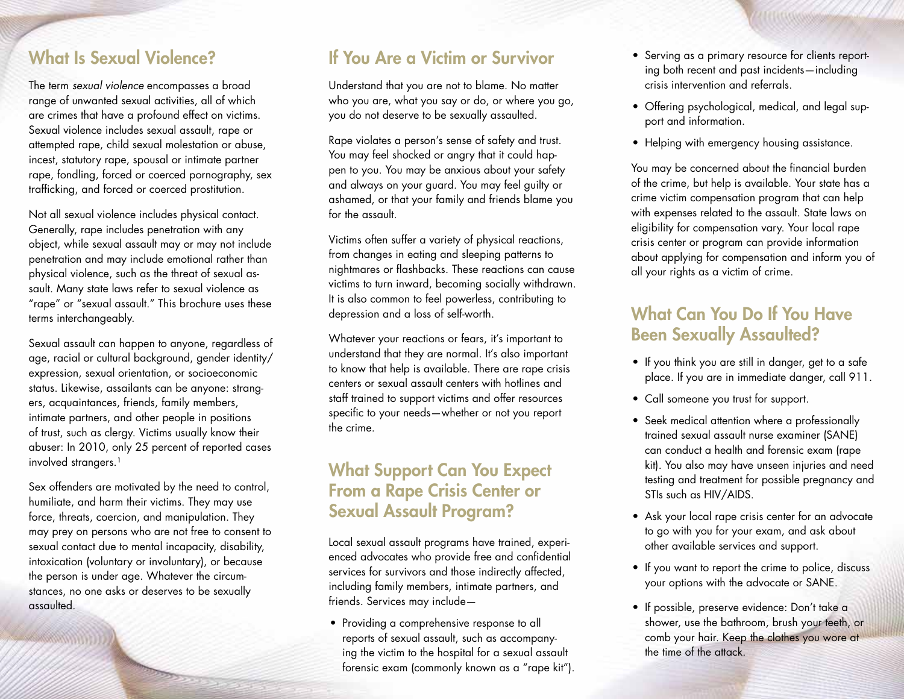## What Is Sexual Violence?

The term *sexual violence* encompasses a broad range of unwanted sexual activities, all of which are crimes that have a profound effect on victims. Sexual violence includes sexual assault, rape or attempted rape, child sexual molestation or abuse, incest, statutory rape, spousal or intimate partner rape, fondling, forced or coerced pornography, sex trafficking, and forced or coerced prostitution.

Not all sexual violence includes physical contact. Generally, rape includes penetration with any object, while sexual assault may or may not include penetration and may include emotional rather than physical violence, such as the threat of sexual assault. Many state laws refer to sexual violence as "rape" or "sexual assault." This brochure uses these terms interchangeably.

Sexual assault can happen to anyone, regardless of age, racial or cultural background, gender identity/expression, sexual orientation, or socioeconomic status. Likewise, assailants can be anyone: strangers, acquaintances, friends, family members, intimate partners, and other people in positions of trust, such as clergy. Victims usually know their abuser: In 2010, only 25 percent of reported cases involved strangers.[1]

Sex offenders are motivated by the need to control, humiliate, and harm their victims. They may use force, threats, coercion, and manipulation. They may prey on persons who are not free to consent to sexual contact due to mental incapacity, disability, intoxication (voluntary or involuntary), or because the person is under age. Whatever the circumstances, no one asks or deserves to be sexually assaulted.

## If You Are a Victim or Survivor

Understand that you are not to blame. No matter who you are, what you say or do, or where you go, you do not deserve to be sexually assaulted.

Rape violates a person's sense of safety and trust. You may feel shocked or angry that it could happen to you. You may be anxious about your safety and always on your guard. You may feel guilty or ashamed, or that your family and friends blame you for the assault.

Victims often suffer a variety of physical reactions, from changes in eating and sleeping patterns to nightmares or flashbacks. These reactions can cause victims to turn inward, becoming socially withdrawn. It is also common to feel powerless, contributing to depression and a loss of self-worth.

Whatever your reactions or fears, it's important to understand that they are normal. It's also important to know that help is available. There are rape crisis centers or sexual assault centers with hotlines and staff trained to support victims and offer resources specific to your needs—whether or not you report the crime.

## What Support Can You Expect From a Rape Crisis Center or Sexual Assault Program?

Local sexual assault programs have trained, experienced advocates who provide free and confidential services for survivors and those indirectly affected, including family members, intimate partners, and friends. Services may include—

- Providing a comprehensive response to all reports of sexual assault, such as accompanying the victim to the hospital for a sexual assault forensic exam (commonly known as a "rape kit").
- Serving as a primary resource for clients reporting both recent and past incidents—including crisis intervention and referrals.
- Offering psychological, medical, and legal support and information.
- Helping with emergency housing assistance.

You may be concerned about the financial burden of the crime, but help is available. Your state has a crime victim compensation program that can help with expenses related to the assault. State laws on eligibility for compensation vary. Your local rape crisis center or program can provide information about applying for compensation and inform you of all your rights as a victim of crime.

## What Can You Do If You Have Been Sexually Assaulted?

- If you think you are still in danger, get to a safe place. If you are in immediate danger, call 911.
- Call someone you trust for support.
- Seek medical attention where a professionally trained sexual assault nurse examiner (SANE) can conduct a health and forensic exam (rape kit). You also may have unseen injuries and need testing and treatment for possible pregnancy and STIs such as HIV/AIDS.
- Ask your local rape crisis center for an advocate to go with you for your exam, and ask about other available services and support.
- If you want to report the crime to police, discuss your options with the advocate or SANE.
- If possible, preserve evidence: Don't take a shower, use the bathroom, brush your teeth, or comb your hair. Keep the clothes you wore at the time of the attack.